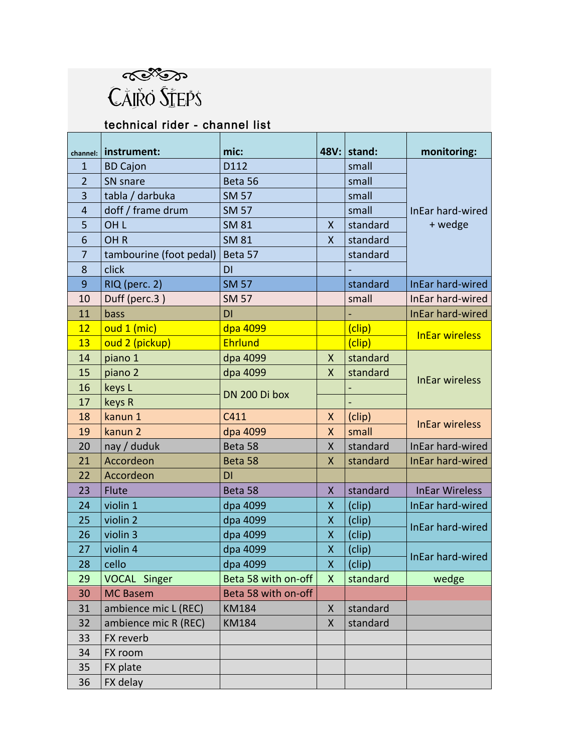# Cairo Steps

technical rider - channel list

| channel: | instrument: | mic: | 48V: | stand: | monitoring: |
|---|---|---|---|---|---|
| 1 | BD Cajon | D112 | | small | InEar hard-wired + wedge |
| 2 | SN snare | Beta 56 | | small | |
| 3 | tabla / darbuka | SM 57 | | small | |
| 4 | doff / frame drum | SM 57 | | small | |
| 5 | OH L | SM 81 | X | standard | |
| 6 | OH R | SM 81 | X | standard | |
| 7 | tambourine (foot pedal) | Beta 57 | | standard | |
| 8 | click | DI | | - | |
| 9 | RIQ (perc. 2) | SM 57 | | standard | InEar hard-wired |
| 10 | Duff (perc.3 ) | SM 57 | | small | InEar hard-wired |
| 11 | bass | DI | | - | InEar hard-wired |
| 12 | oud 1 (mic) | dpa 4099 | | (clip) | InEar wireless |
| 13 | oud 2 (pickup) | Ehrlund | | (clip) | |
| 14 | piano 1 | dpa 4099 | X | standard | InEar wireless |
| 15 | piano 2 | dpa 4099 | X | standard | |
| 16 | keys L | DN 200 Di box | | - | |
| 17 | keys R | | | - | |
| 18 | kanun 1 | C411 | X | (clip) | InEar wireless |
| 19 | kanun 2 | dpa 4099 | X | small | |
| 20 | nay / duduk | Beta 58 | X | standard | InEar hard-wired |
| 21 | Accordeon | Beta 58 | X | standard | InEar hard-wired |
| 22 | Accordeon | DI | | | |
| 23 | Flute | Beta 58 | X | standard | InEar Wireless |
| 24 | violin 1 | dpa 4099 | X | (clip) | InEar hard-wired |
| 25 | violin 2 | dpa 4099 | X | (clip) | InEar hard-wired |
| 26 | violin 3 | dpa 4099 | X | (clip) | |
| 27 | violin 4 | dpa 4099 | X | (clip) | InEar hard-wired |
| 28 | cello | dpa 4099 | X | (clip) | |
| 29 | VOCAL Singer | Beta 58 with on-off | X | standard | wedge |
| 30 | MC Basem | Beta 58 with on-off | | | |
| 31 | ambience mic L (REC) | KM184 | X | standard | |
| 32 | ambience mic R (REC) | KM184 | X | standard | |
| 33 | FX reverb | | | | |
| 34 | FX room | | | | |
| 35 | FX plate | | | | |
| 36 | FX delay | | | | |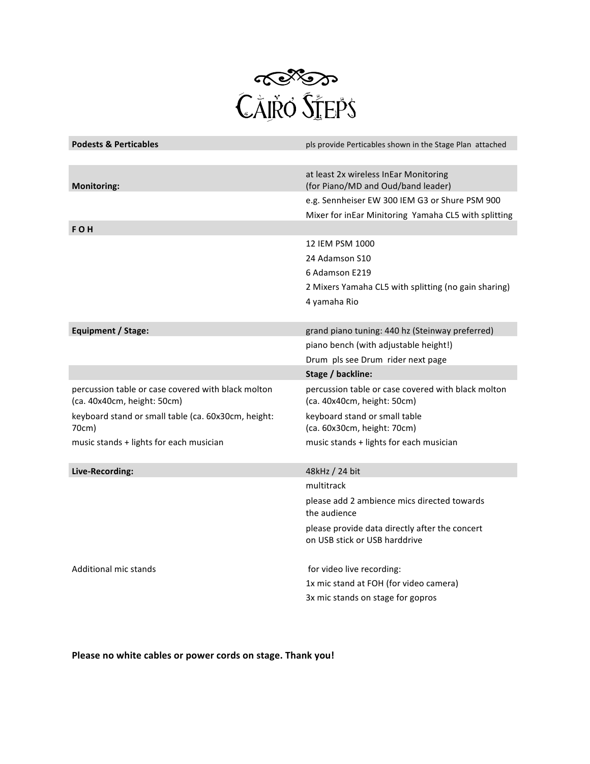# Cairo Steps

| **Podests & Perticables** | pls provide Perticables shown in the Stage Plan attached |
| --- | --- |
| | |
| **Monitoring:** | at least 2x wireless InEar Monitoring (for Piano/MD and Oud/band leader) |
| | e.g. Sennheiser EW 300 IEM G3 or Shure PSM 900 |
| | Mixer for inEar Minitoring Yamaha CL5 with splitting |
| **F O H** | |
| | 12 IEM PSM 1000 |
| | 24 Adamson S10 |
| | 6 Adamson E219 |
| | 2 Mixers Yamaha CL5 with splitting (no gain sharing) |
| | 4 yamaha Rio |
| | |
| **Equipment / Stage:** | grand piano tuning: 440 hz (Steinway preferred) |
| | piano bench (with adjustable height!) |
| | Drum pls see Drum rider next page |
| | **Stage / backline:** |
| percussion table or case covered with black molton (ca. 40x40cm, height: 50cm) | percussion table or case covered with black molton (ca. 40x40cm, height: 50cm) |
| keyboard stand or small table (ca. 60x30cm, height: 70cm) | keyboard stand or small table (ca. 60x30cm, height: 70cm) |
| music stands + lights for each musician | music stands + lights for each musician |
| | |
| **Live-Recording:** | 48kHz / 24 bit |
| | multitrack |
| | please add 2 ambience mics directed towards the audience |
| | please provide data directly after the concert on USB stick or USB harddrive |
| | |
| Additional mic stands | for video live recording: |
| | 1x mic stand at FOH (for video camera) |
| | 3x mic stands on stage for gopros |

**Please no white cables or power cords on stage. Thank you!**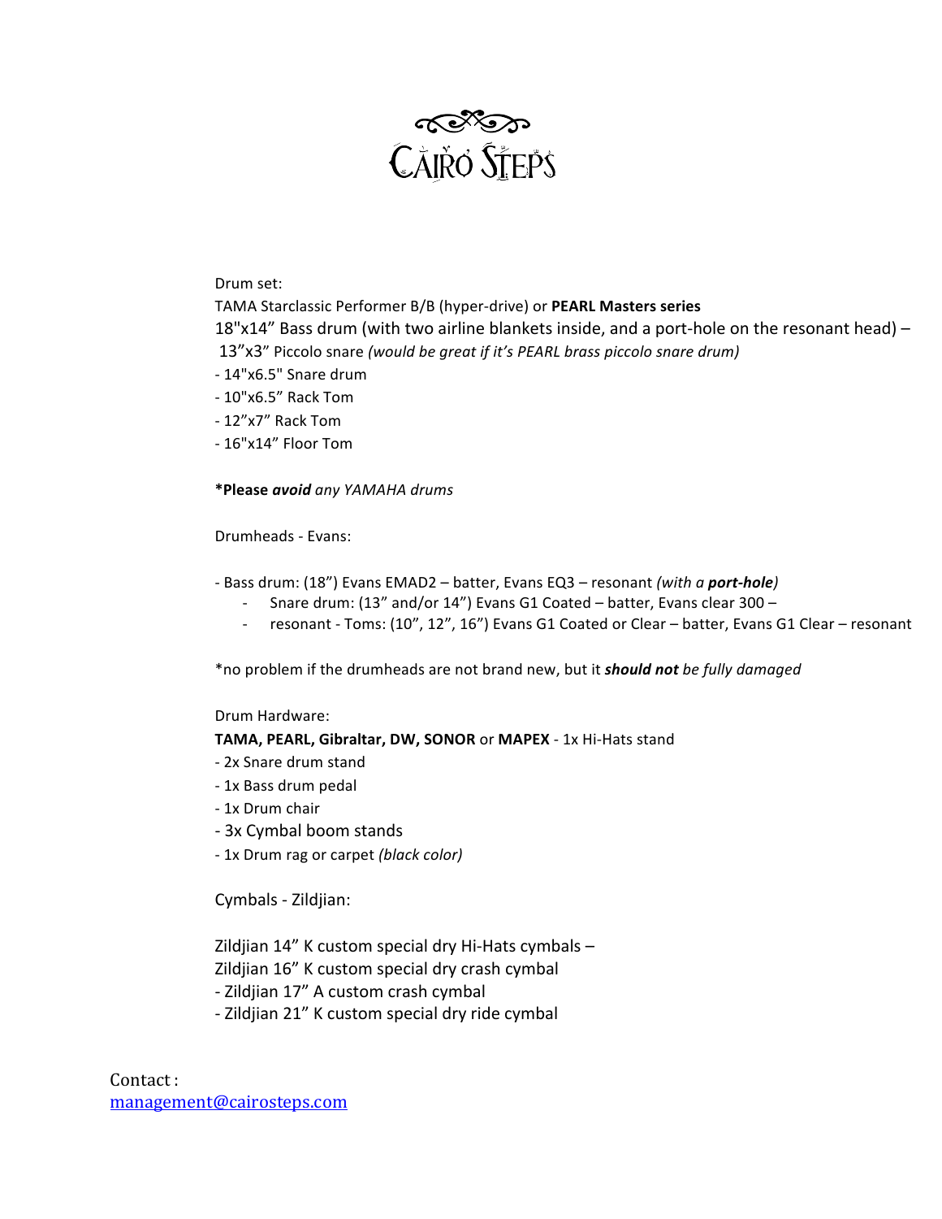Cairo Steps

Drum set:
TAMA Starclassic Performer B/B (hyper-drive) or **PEARL Masters series**
18"x14" Bass drum (with two airline blankets inside, and a port-hole on the resonant head) –
13"x3" Piccolo snare *(would be great if it's PEARL brass piccolo snare drum)*
- 14"x6.5" Snare drum
- 10"x6.5" Rack Tom
- 12"x7" Rack Tom
- 16"x14" Floor Tom

***Please *avoid*** *any YAMAHA drums*

Drumheads - Evans:

- Bass drum: (18") Evans EMAD2 – batter, Evans EQ3 – resonant *(with a* ***port-hole****)*
  - Snare drum: (13" and/or 14") Evans G1 Coated – batter, Evans clear 300 –
  - resonant - Toms: (10", 12", 16") Evans G1 Coated or Clear – batter, Evans G1 Clear – resonant

*no problem if the drumheads are not brand new, but it ***should not*** *be fully damaged*

Drum Hardware:
**TAMA, PEARL, Gibraltar, DW, SONOR** or **MAPEX** - 1x Hi-Hats stand
- 2x Snare drum stand
- 1x Bass drum pedal
- 1x Drum chair
- 3x Cymbal boom stands
- 1x Drum rag or carpet *(black color)*

Cymbals - Zildjian:

Zildjian 14" K custom special dry Hi-Hats cymbals –
Zildjian 16" K custom special dry crash cymbal
- Zildjian 17" A custom crash cymbal
- Zildjian 21" K custom special dry ride cymbal

Contact :
management@cairosteps.com